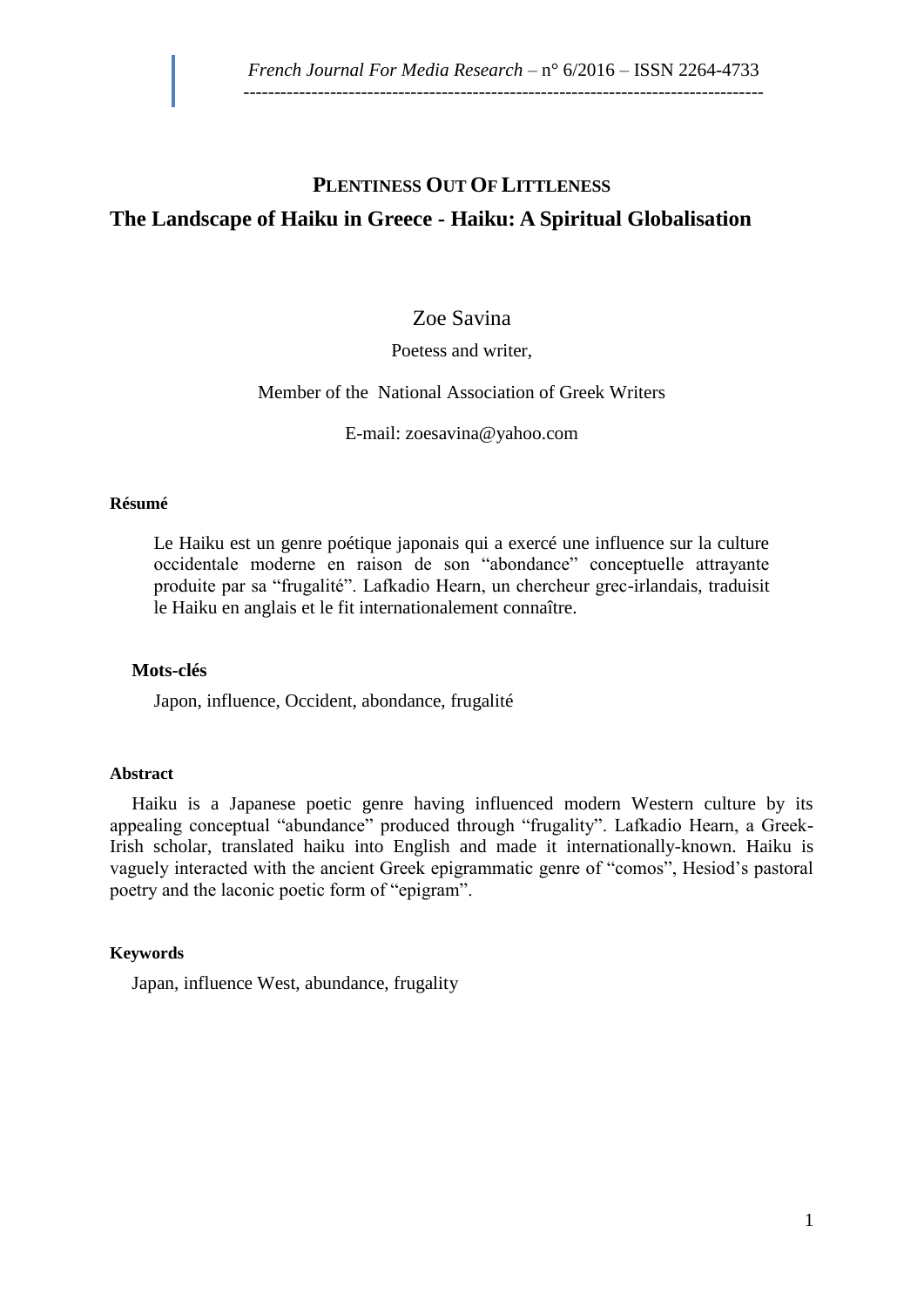# PLENTINESS OUT OF LITTLENESS

## The Landscape of Haiku in Greece - Haiku: A Spiritual Globalisation

Zoe Savina

Poetess and writer,

Member of the National Association of Greek Writers

E-mail: zoesavina@yahoo.com

**Résumé**

Le Haiku est un genre poétique japonais qui a exercé une influence sur la culture occidentale moderne en raison de son "abondance" conceptuelle attrayante produite par sa "frugalité". Lafkadio Hearn, un chercheur grec-irlandais, traduisit le Haiku en anglais et le fit internationalement connaître.

**Mots-clés**

Japon, influence, Occident, abondance, frugalité

**Abstract**

Haiku is a Japanese poetic genre having influenced modern Western culture by its appealing conceptual "abundance" produced through "frugality". Lafkadio Hearn, a Greek-Irish scholar, translated haiku into English and made it internationally-known. Haiku is vaguely interacted with the ancient Greek epigrammatic genre of "comos", Hesiod's pastoral poetry and the laconic poetic form of "epigram".

**Keywords**

Japan, influence West, abundance, frugality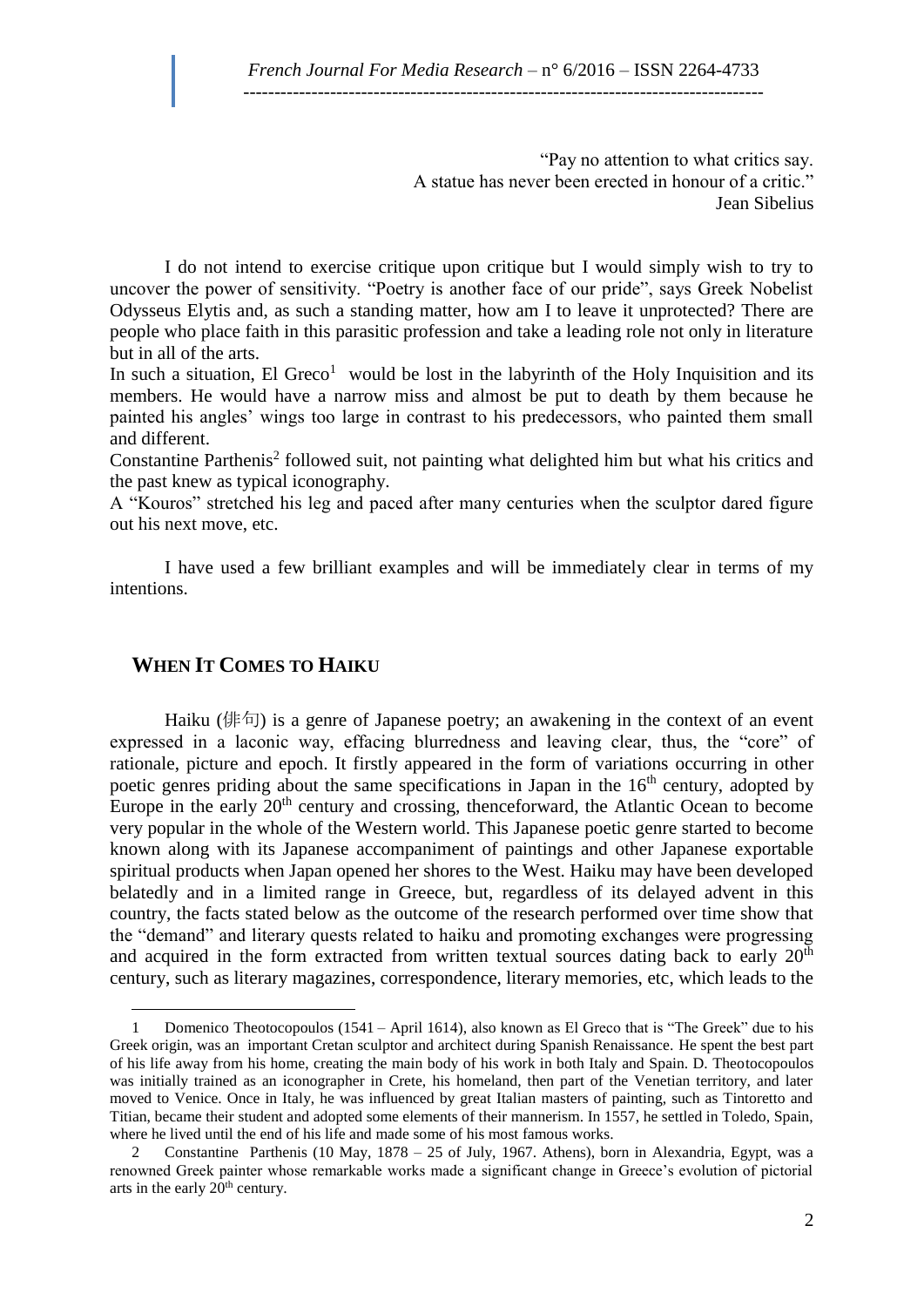"Pay no attention to what critics say.
A statue has never been erected in honour of a critic."
Jean Sibelius

I do not intend to exercise critique upon critique but I would simply wish to try to uncover the power of sensitivity. "Poetry is another face of our pride", says Greek Nobelist Odysseus Elytis and, as such a standing matter, how am I to leave it unprotected? There are people who place faith in this parasitic profession and take a leading role not only in literature but in all of the arts.

In such a situation, El Greco[1] would be lost in the labyrinth of the Holy Inquisition and its members. He would have a narrow miss and almost be put to death by them because he painted his angles' wings too large in contrast to his predecessors, who painted them small and different.

Constantine Parthenis[2] followed suit, not painting what delighted him but what his critics and the past knew as typical iconography.

A "Kouros" stretched his leg and paced after many centuries when the sculptor dared figure out his next move, etc.

I have used a few brilliant examples and will be immediately clear in terms of my intentions.

## When It Comes to Haiku

Haiku (俳句) is a genre of Japanese poetry; an awakening in the context of an event expressed in a laconic way, effacing blurredness and leaving clear, thus, the "core" of rationale, picture and epoch. It firstly appeared in the form of variations occurring in other poetic genres priding about the same specifications in Japan in the 16th century, adopted by Europe in the early 20th century and crossing, thenceforward, the Atlantic Ocean to become very popular in the whole of the Western world. This Japanese poetic genre started to become known along with its Japanese accompaniment of paintings and other Japanese exportable spiritual products when Japan opened her shores to the West. Haiku may have been developed belatedly and in a limited range in Greece, but, regardless of its delayed advent in this country, the facts stated below as the outcome of the research performed over time show that the "demand" and literary quests related to haiku and promoting exchanges were progressing and acquired in the form extracted from written textual sources dating back to early 20th century, such as literary magazines, correspondence, literary memories, etc, which leads to the

---

1 Domenico Theotocopoulos (1541 – April 1614), also known as El Greco that is "The Greek" due to his Greek origin, was an important Cretan sculptor and architect during Spanish Renaissance. He spent the best part of his life away from his home, creating the main body of his work in both Italy and Spain. D. Theotocopoulos was initially trained as an iconographer in Crete, his homeland, then part of the Venetian territory, and later moved to Venice. Once in Italy, he was influenced by great Italian masters of painting, such as Tintoretto and Titian, became their student and adopted some elements of their mannerism. In 1557, he settled in Toledo, Spain, where he lived until the end of his life and made some of his most famous works.

2 Constantine Parthenis (10 May, 1878 – 25 of July, 1967. Athens), born in Alexandria, Egypt, was a renowned Greek painter whose remarkable works made a significant change in Greece's evolution of pictorial arts in the early 20th century.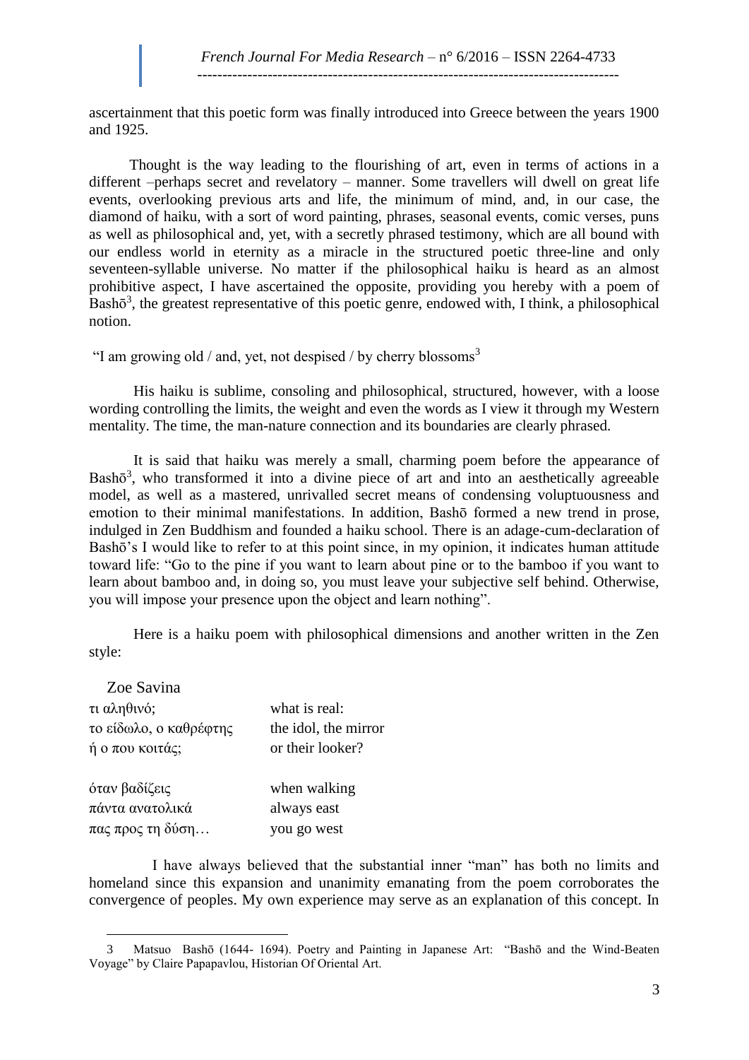ascertainment that this poetic form was finally introduced into Greece between the years 1900 and 1925.

Thought is the way leading to the flourishing of art, even in terms of actions in a different –perhaps secret and revelatory – manner. Some travellers will dwell on great life events, overlooking previous arts and life, the minimum of mind, and, in our case, the diamond of haiku, with a sort of word painting, phrases, seasonal events, comic verses, puns as well as philosophical and, yet, with a secretly phrased testimony, which are all bound with our endless world in eternity as a miracle in the structured poetic three-line and only seventeen-syllable universe. No matter if the philosophical haiku is heard as an almost prohibitive aspect, I have ascertained the opposite, providing you hereby with a poem of Bashō[3], the greatest representative of this poetic genre, endowed with, I think, a philosophical notion.

"I am growing old / and, yet, not despised / by cherry blossoms[3]

His haiku is sublime, consoling and philosophical, structured, however, with a loose wording controlling the limits, the weight and even the words as I view it through my Western mentality. The time, the man-nature connection and its boundaries are clearly phrased.

It is said that haiku was merely a small, charming poem before the appearance of Bashō[3], who transformed it into a divine piece of art and into an aesthetically agreeable model, as well as a mastered, unrivalled secret means of condensing voluptuousness and emotion to their minimal manifestations. In addition, Bashō formed a new trend in prose, indulged in Zen Buddhism and founded a haiku school. There is an adage-cum-declaration of Bashō's I would like to refer to at this point since, in my opinion, it indicates human attitude toward life: "Go to the pine if you want to learn about pine or to the bamboo if you want to learn about bamboo and, in doing so, you must leave your subjective self behind. Otherwise, you will impose your presence upon the object and learn nothing".

Here is a haiku poem with philosophical dimensions and another written in the Zen style:

Zoe Savina

| | |
|---|---|
| τι αληθινό; | what is real: |
| το είδωλο, ο καθρέφτης | the idol, the mirror |
| ή ο που κοιτάς; | or their looker? |
| | |
| όταν βαδίζεις | when walking |
| πάντα ανατολικά | always east |
| πας προς τη δύση… | you go west |

I have always believed that the substantial inner "man" has both no limits and homeland since this expansion and unanimity emanating from the poem corroborates the convergence of peoples. My own experience may serve as an explanation of this concept. In

---

3 Matsuo Bashō (1644- 1694). Poetry and Painting in Japanese Art: "Bashō and the Wind-Beaten Voyage" by Claire Papapavlou, Historian Of Oriental Art.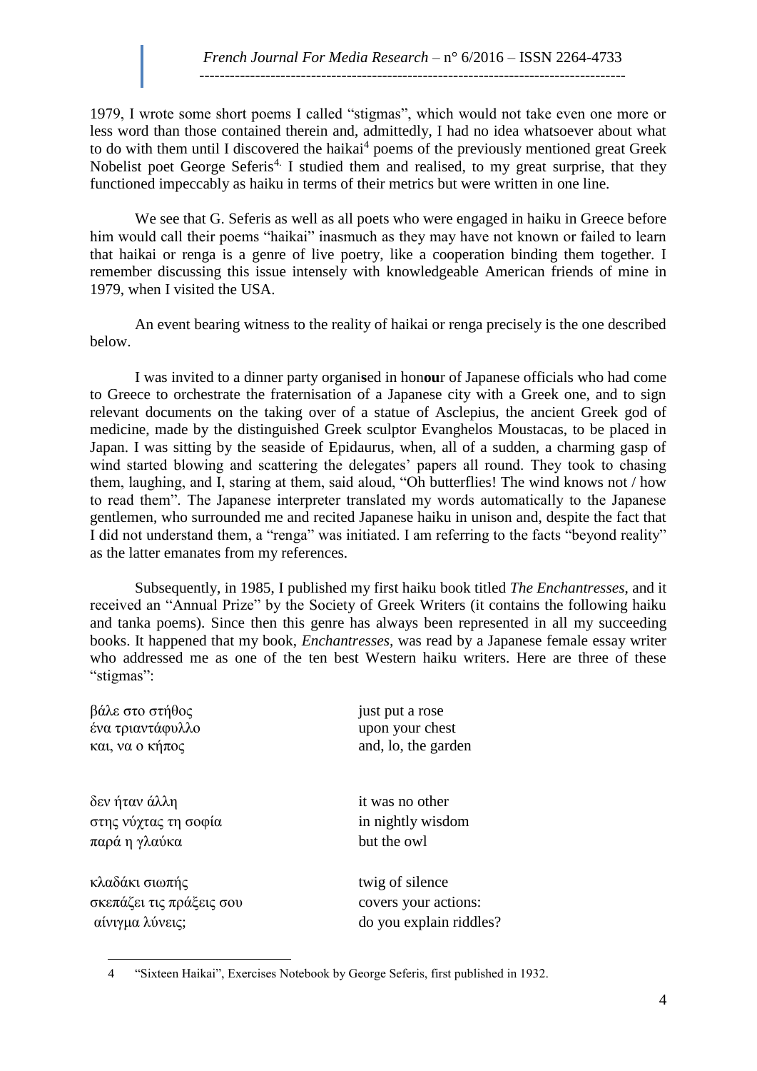1979, I wrote some short poems I called "stigmas", which would not take even one more or less word than those contained therein and, admittedly, I had no idea whatsoever about what to do with them until I discovered the haikai[4] poems of the previously mentioned great Greek Nobelist poet George Seferis[4]. I studied them and realised, to my great surprise, that they functioned impeccably as haiku in terms of their metrics but were written in one line.

We see that G. Seferis as well as all poets who were engaged in haiku in Greece before him would call their poems "haikai" inasmuch as they may have not known or failed to learn that haikai or renga is a genre of live poetry, like a cooperation binding them together. I remember discussing this issue intensely with knowledgeable American friends of mine in 1979, when I visited the USA.

An event bearing witness to the reality of haikai or renga precisely is the one described below.

I was invited to a dinner party organi**s**ed in hon**ou**r of Japanese officials who had come to Greece to orchestrate the fraternisation of a Japanese city with a Greek one, and to sign relevant documents on the taking over of a statue of Asclepius, the ancient Greek god of medicine, made by the distinguished Greek sculptor Evanghelos Moustacas, to be placed in Japan. I was sitting by the seaside of Epidaurus, when, all of a sudden, a charming gasp of wind started blowing and scattering the delegates' papers all round. They took to chasing them, laughing, and I, staring at them, said aloud, "Oh butterflies! The wind knows not / how to read them". The Japanese interpreter translated my words automatically to the Japanese gentlemen, who surrounded me and recited Japanese haiku in unison and, despite the fact that I did not understand them, a "renga" was initiated. I am referring to the facts "beyond reality" as the latter emanates from my references.

Subsequently, in 1985, I published my first haiku book titled *The Enchantresses*, and it received an "Annual Prize" by the Society of Greek Writers (it contains the following haiku and tanka poems). Since then this genre has always been represented in all my succeeding books. It happened that my book, *Enchantresses*, was read by a Japanese female essay writer who addressed me as one of the ten best Western haiku writers. Here are three of these "stigmas":

| | |
|---|---|
| βάλε στο στήθος<br>ένα τριαντάφυλλο<br>και, να ο κήπος | just put a rose<br>upon your chest<br>and, lo, the garden |
| δεν ήταν άλλη<br>στης νύχτας τη σοφία<br>παρά η γλαύκα | it was no other<br>in nightly wisdom<br>but the owl |
| κλαδάκι σιωπής<br>σκεπάζει τις πράξεις σου<br>αίνιγμα λύνεις; | twig of silence<br>covers your actions:<br>do you explain riddles? |

4 "Sixteen Haikai", Exercises Notebook by George Seferis, first published in 1932.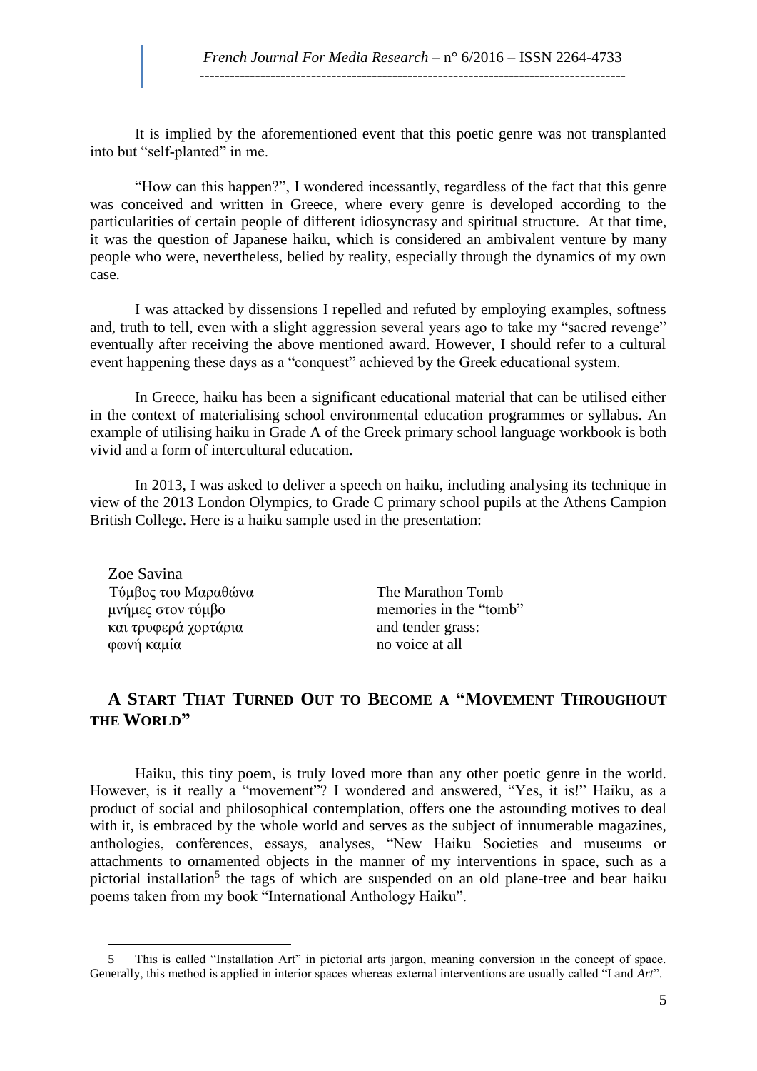It is implied by the aforementioned event that this poetic genre was not transplanted into but "self-planted" in me.

"How can this happen?", I wondered incessantly, regardless of the fact that this genre was conceived and written in Greece, where every genre is developed according to the particularities of certain people of different idiosyncrasy and spiritual structure. At that time, it was the question of Japanese haiku, which is considered an ambivalent venture by many people who were, nevertheless, belied by reality, especially through the dynamics of my own case.

I was attacked by dissensions I repelled and refuted by employing examples, softness and, truth to tell, even with a slight aggression several years ago to take my "sacred revenge" eventually after receiving the above mentioned award. However, I should refer to a cultural event happening these days as a "conquest" achieved by the Greek educational system.

In Greece, haiku has been a significant educational material that can be utilised either in the context of materialising school environmental education programmes or syllabus. An example of utilising haiku in Grade A of the Greek primary school language workbook is both vivid and a form of intercultural education.

In 2013, I was asked to deliver a speech on haiku, including analysing its technique in view of the 2013 London Olympics, to Grade C primary school pupils at the Athens Campion British College. Here is a haiku sample used in the presentation:

Zoe Savina

| | |
|---|---|
| Τύμβος του Μαραθώνα | The Marathon Tomb |
| μνήμες στον τύμβο | memories in the "tomb" |
| και τρυφερά χορτάρια | and tender grass: |
| φωνή καμία | no voice at all |

## A Start That Turned Out to Become a "Movement Throughout the World"

Haiku, this tiny poem, is truly loved more than any other poetic genre in the world. However, is it really a "movement"? I wondered and answered, "Yes, it is!" Haiku, as a product of social and philosophical contemplation, offers one the astounding motives to deal with it, is embraced by the whole world and serves as the subject of innumerable magazines, anthologies, conferences, essays, analyses, "New Haiku Societies and museums or attachments to ornamented objects in the manner of my interventions in space, such as a pictorial installation[5] the tags of which are suspended on an old plane-tree and bear haiku poems taken from my book "International Anthology Haiku".

---

5 This is called "Installation Art" in pictorial arts jargon, meaning conversion in the concept of space. Generally, this method is applied in interior spaces whereas external interventions are usually called "Land *Art*".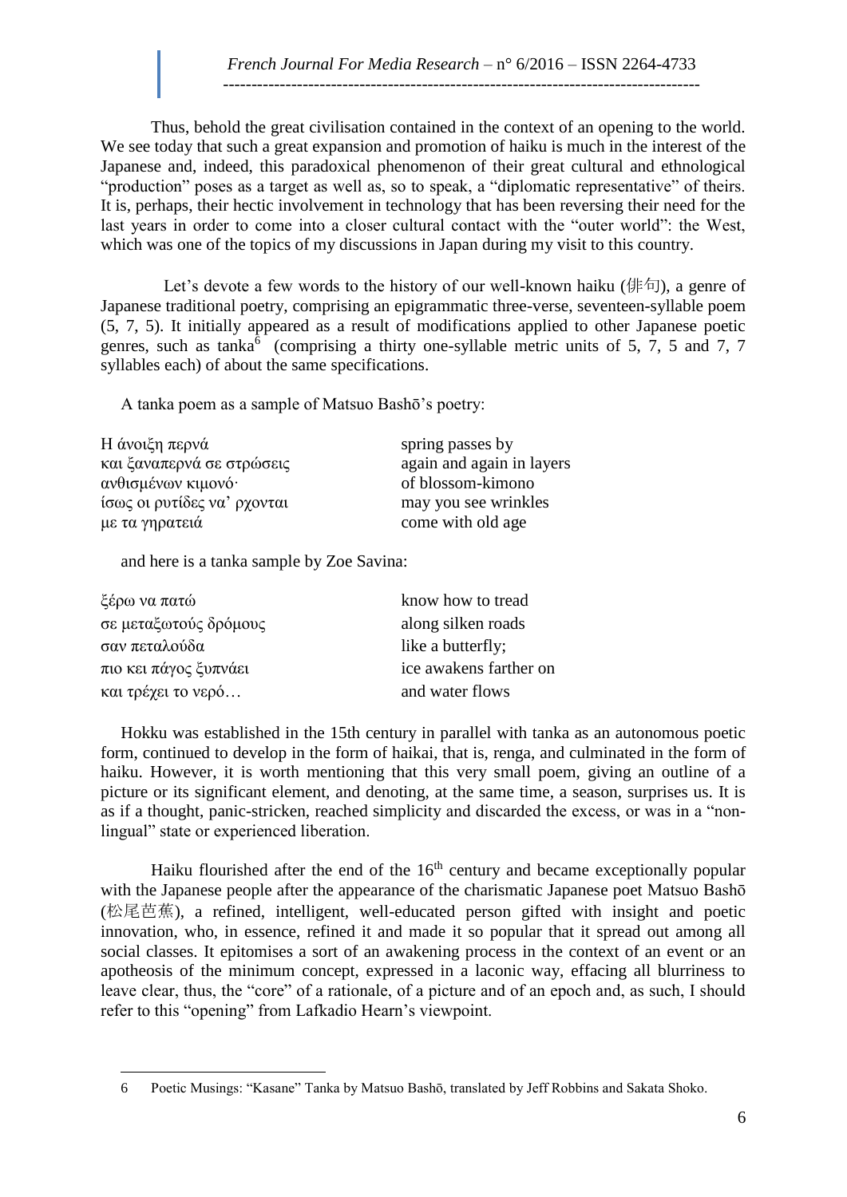Thus, behold the great civilisation contained in the context of an opening to the world. We see today that such a great expansion and promotion of haiku is much in the interest of the Japanese and, indeed, this paradoxical phenomenon of their great cultural and ethnological "production" poses as a target as well as, so to speak, a "diplomatic representative" of theirs. It is, perhaps, their hectic involvement in technology that has been reversing their need for the last years in order to come into a closer cultural contact with the "outer world": the West, which was one of the topics of my discussions in Japan during my visit to this country.

Let's devote a few words to the history of our well-known haiku (俳句), a genre of Japanese traditional poetry, comprising an epigrammatic three-verse, seventeen-syllable poem (5, 7, 5). It initially appeared as a result of modifications applied to other Japanese poetic genres, such as tanka[6] (comprising a thirty one-syllable metric units of 5, 7, 5 and 7, 7 syllables each) of about the same specifications.

A tanka poem as a sample of Matsuo Bashō's poetry:

| | |
|---|---|
| Η άνοιξη περνά | spring passes by |
| και ξαναπερνά σε στρώσεις | again and again in layers |
| ανθισμένων κιμονό· | of blossom-kimono |
| ίσως οι ρυτίδες να' ρχονται | may you see wrinkles |
| με τα γηρατειά | come with old age |

and here is a tanka sample by Zoe Savina:

| | |
|---|---|
| ξέρω να πατώ | know how to tread |
| σε μεταξωτούς δρόμους | along silken roads |
| σαν πεταλούδα | like a butterfly; |
| πιο κει πάγος ξυπνάει | ice awakens farther on |
| και τρέχει το νερό… | and water flows |

Hokku was established in the 15th century in parallel with tanka as an autonomous poetic form, continued to develop in the form of haikai, that is, renga, and culminated in the form of haiku. However, it is worth mentioning that this very small poem, giving an outline of a picture or its significant element, and denoting, at the same time, a season, surprises us. It is as if a thought, panic-stricken, reached simplicity and discarded the excess, or was in a "non-lingual" state or experienced liberation.

Haiku flourished after the end of the 16th century and became exceptionally popular with the Japanese people after the appearance of the charismatic Japanese poet Matsuo Bashō (松尾芭蕉), a refined, intelligent, well-educated person gifted with insight and poetic innovation, who, in essence, refined it and made it so popular that it spread out among all social classes. It epitomises a sort of an awakening process in the context of an event or an apotheosis of the minimum concept, expressed in a laconic way, effacing all blurriness to leave clear, thus, the "core" of a rationale, of a picture and of an epoch and, as such, I should refer to this "opening" from Lafkadio Hearn's viewpoint.

---

6 Poetic Musings: "Kasane" Tanka by Matsuo Bashō, translated by Jeff Robbins and Sakata Shoko.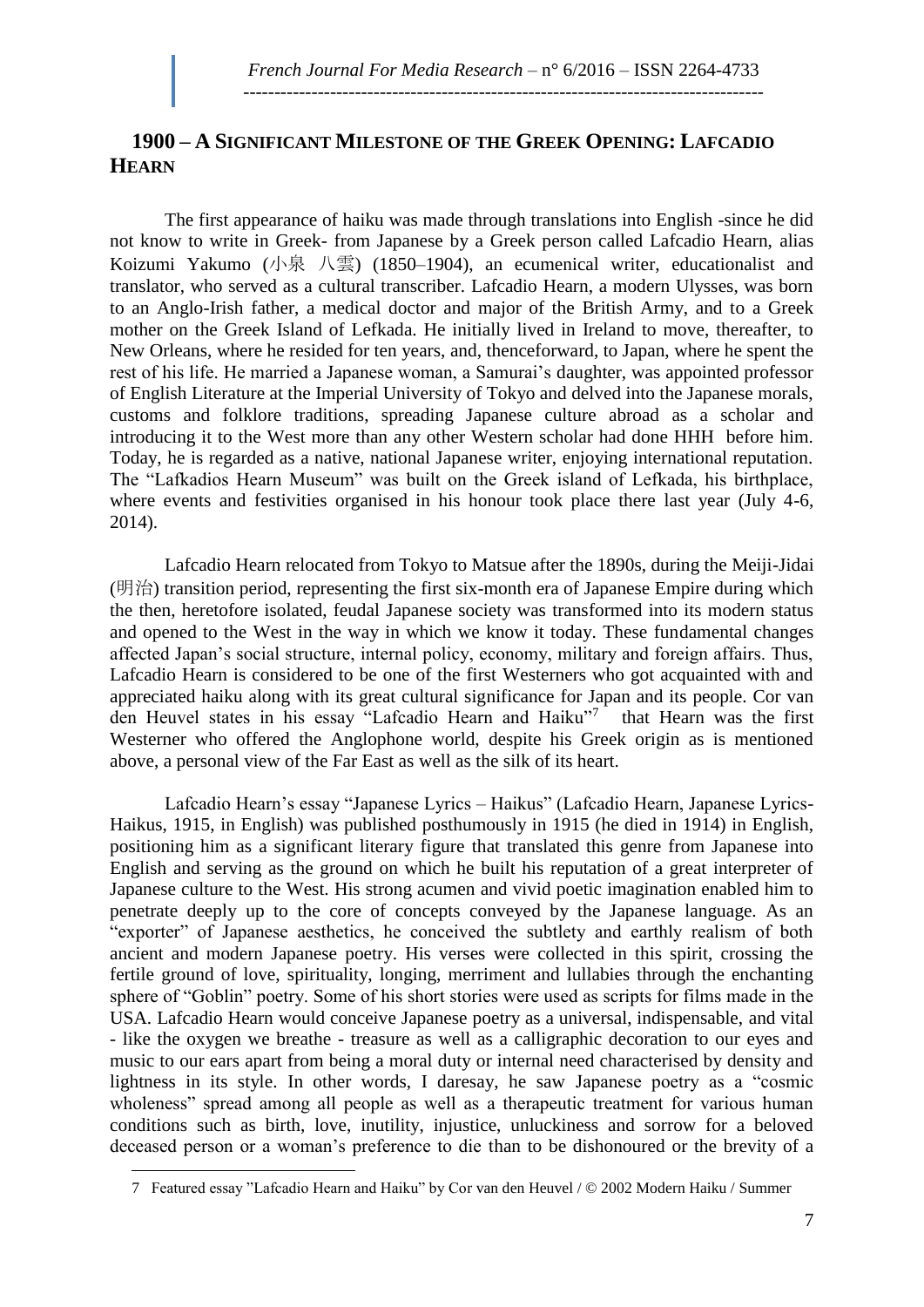## 1900 – A SIGNIFICANT MILESTONE OF THE GREEK OPENING: LAFCADIO HEARN

The first appearance of haiku was made through translations into English -since he did not know to write in Greek- from Japanese by a Greek person called Lafcadio Hearn, alias Koizumi Yakumo (小泉　八雲) (1850–1904), an ecumenical writer, educationalist and translator, who served as a cultural transcriber. Lafcadio Hearn, a modern Ulysses, was born to an Anglo-Irish father, a medical doctor and major of the British Army, and to a Greek mother on the Greek Island of Lefkada. He initially lived in Ireland to move, thereafter, to New Orleans, where he resided for ten years, and, thenceforward, to Japan, where he spent the rest of his life. He married a Japanese woman, a Samurai's daughter, was appointed professor of English Literature at the Imperial University of Tokyo and delved into the Japanese morals, customs and folklore traditions, spreading Japanese culture abroad as a scholar and introducing it to the West more than any other Western scholar had done HHH before him. Today, he is regarded as a native, national Japanese writer, enjoying international reputation. The "Lafkadios Hearn Museum" was built on the Greek island of Lefkada, his birthplace, where events and festivities organised in his honour took place there last year (July 4-6, 2014).

Lafcadio Hearn relocated from Tokyo to Matsue after the 1890s, during the Meiji-Jidai (明治) transition period, representing the first six-month era of Japanese Empire during which the then, heretofore isolated, feudal Japanese society was transformed into its modern status and opened to the West in the way in which we know it today. These fundamental changes affected Japan's social structure, internal policy, economy, military and foreign affairs. Thus, Lafcadio Hearn is considered to be one of the first Westerners who got acquainted with and appreciated haiku along with its great cultural significance for Japan and its people. Cor van den Heuvel states in his essay "Lafcadio Hearn and Haiku"[7] that Hearn was the first Westerner who offered the Anglophone world, despite his Greek origin as is mentioned above, a personal view of the Far East as well as the silk of its heart.

Lafcadio Hearn's essay "Japanese Lyrics – Haikus" (Lafcadio Hearn, Japanese Lyrics-Haikus, 1915, in English) was published posthumously in 1915 (he died in 1914) in English, positioning him as a significant literary figure that translated this genre from Japanese into English and serving as the ground on which he built his reputation of a great interpreter of Japanese culture to the West. His strong acumen and vivid poetic imagination enabled him to penetrate deeply up to the core of concepts conveyed by the Japanese language. As an "exporter" of Japanese aesthetics, he conceived the subtlety and earthly realism of both ancient and modern Japanese poetry. His verses were collected in this spirit, crossing the fertile ground of love, spirituality, longing, merriment and lullabies through the enchanting sphere of "Goblin" poetry. Some of his short stories were used as scripts for films made in the USA. Lafcadio Hearn would conceive Japanese poetry as a universal, indispensable, and vital - like the oxygen we breathe - treasure as well as a calligraphic decoration to our eyes and music to our ears apart from being a moral duty or internal need characterised by density and lightness in its style. In other words, I daresay, he saw Japanese poetry as a "cosmic wholeness" spread among all people as well as a therapeutic treatment for various human conditions such as birth, love, inutility, injustice, unluckiness and sorrow for a beloved deceased person or a woman's preference to die than to be dishonoured or the brevity of a

---

7 Featured essay "Lafcadio Hearn and Haiku" by Cor van den Heuvel / © 2002 Modern Haiku / Summer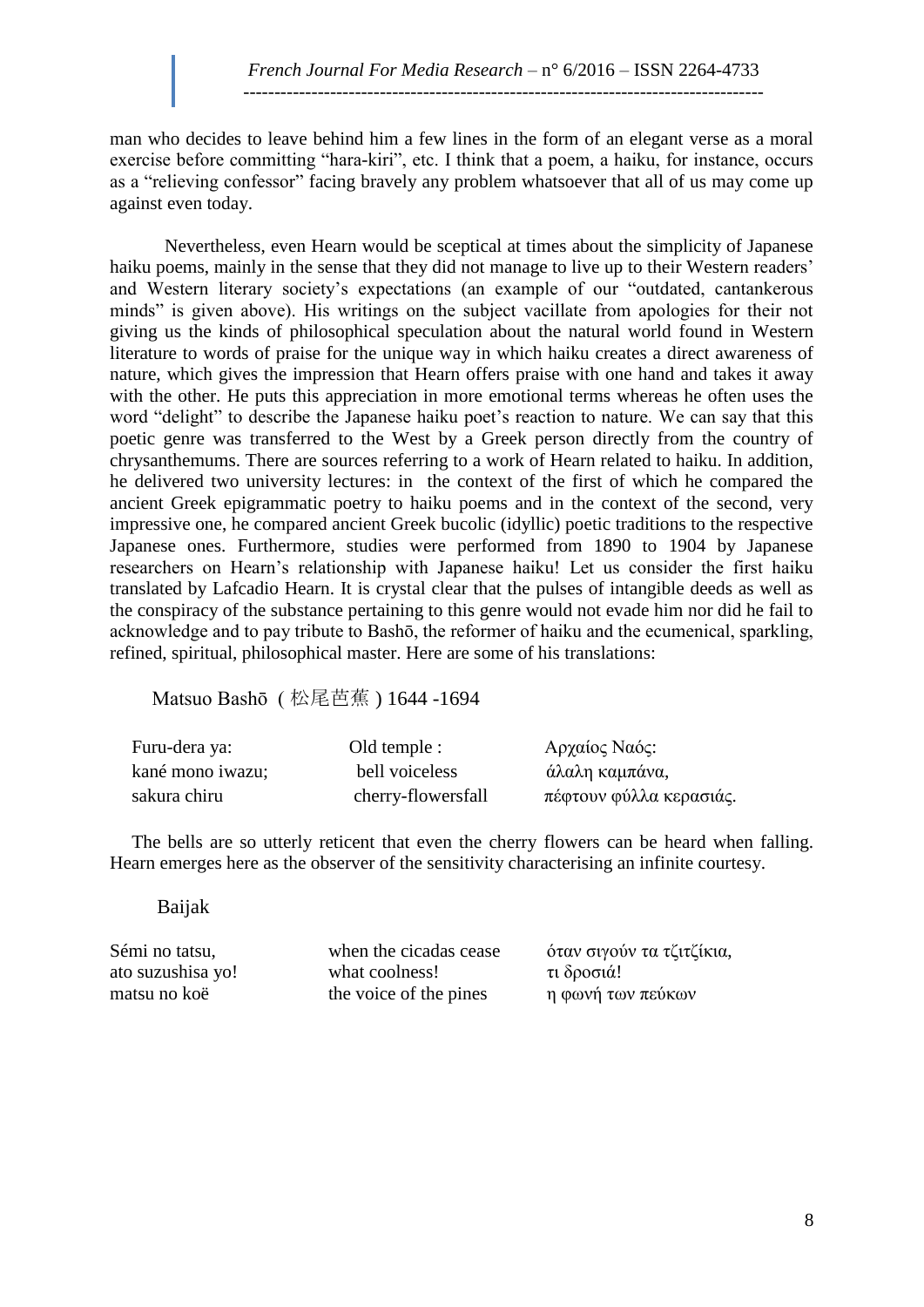man who decides to leave behind him a few lines in the form of an elegant verse as a moral exercise before committing “hara-kiri”, etc. I think that a poem, a haiku, for instance, occurs as a “relieving confessor” facing bravely any problem whatsoever that all of us may come up against even today.

Nevertheless, even Hearn would be sceptical at times about the simplicity of Japanese haiku poems, mainly in the sense that they did not manage to live up to their Western readers' and Western literary society's expectations (an example of our “outdated, cantankerous minds” is given above). His writings on the subject vacillate from apologies for their not giving us the kinds of philosophical speculation about the natural world found in Western literature to words of praise for the unique way in which haiku creates a direct awareness of nature, which gives the impression that Hearn offers praise with one hand and takes it away with the other. He puts this appreciation in more emotional terms whereas he often uses the word “delight” to describe the Japanese haiku poet's reaction to nature. We can say that this poetic genre was transferred to the West by a Greek person directly from the country of chrysanthemums. There are sources referring to a work of Hearn related to haiku. In addition, he delivered two university lectures: in the context of the first of which he compared the ancient Greek epigrammatic poetry to haiku poems and in the context of the second, very impressive one, he compared ancient Greek bucolic (idyllic) poetic traditions to the respective Japanese ones. Furthermore, studies were performed from 1890 to 1904 by Japanese researchers on Hearn's relationship with Japanese haiku! Let us consider the first haiku translated by Lafcadio Hearn. It is crystal clear that the pulses of intangible deeds as well as the conspiracy of the substance pertaining to this genre would not evade him nor did he fail to acknowledge and to pay tribute to Bashō, the reformer of haiku and the ecumenical, sparkling, refined, spiritual, philosophical master. Here are some of his translations:

Matsuo Bashō ( 松尾芭蕉 ) 1644 -1694

| | | |
|---|---|---|
| Furu-dera ya: | Old temple : | Αρχαίος Ναός: |
| kané mono iwazu; | bell voiceless | άλαλη καμπάνα, |
| sakura chiru | cherry-flowersfall | πέφτουν φύλλα κερασιάς. |

The bells are so utterly reticent that even the cherry flowers can be heard when falling. Hearn emerges here as the observer of the sensitivity characterising an infinite courtesy.

Baijak

| | | |
|---|---|---|
| Sémi no tatsu, | when the cicadas cease | όταν σιγούν τα τζιτζίκια, |
| ato suzushisa yo! | what coolness! | τι δροσιά! |
| matsu no koë | the voice of the pines | η φωνή των πεύκων |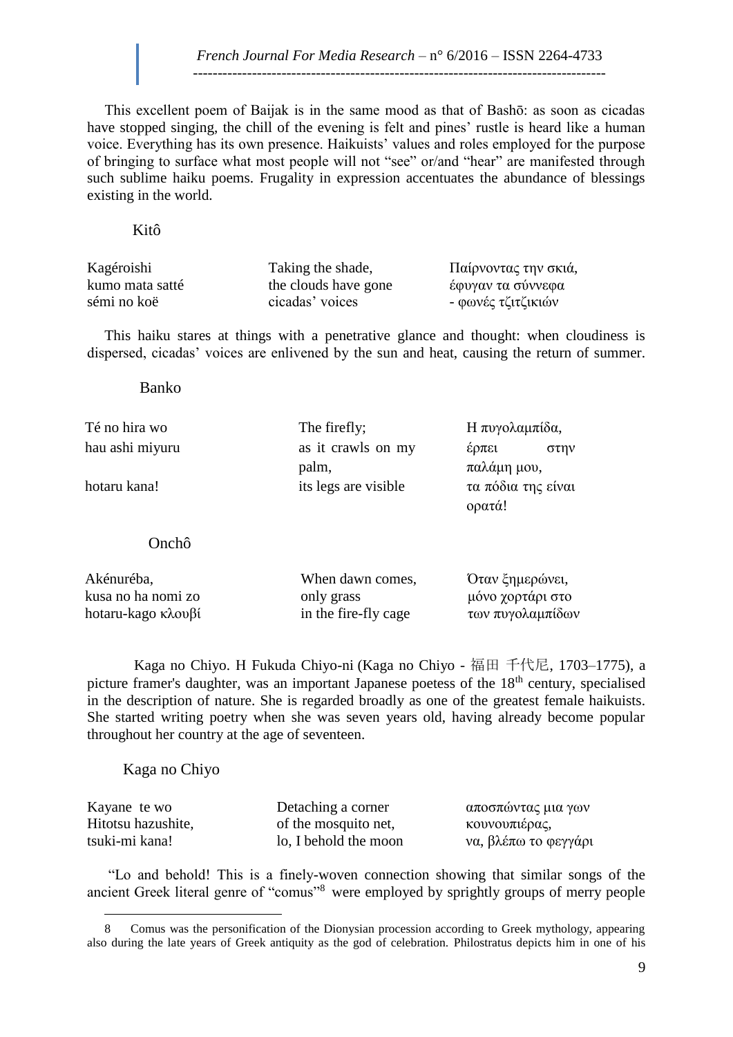This excellent poem of Baijak is in the same mood as that of Bashō: as soon as cicadas have stopped singing, the chill of the evening is felt and pines' rustle is heard like a human voice. Everything has its own presence. Haikuists' values and roles employed for the purpose of bringing to surface what most people will not "see" or/and "hear" are manifested through such sublime haiku poems. Frugality in expression accentuates the abundance of blessings existing in the world.

Kitô

| | | |
|---|---|---|
| Kagéroishi<br>kumo mata satté<br>sémi no koë | Taking the shade,<br>the clouds have gone<br>cicadas' voices | Παίρνοντας την σκιά,<br>έφυγαν τα σύννεφα<br>- φωνές τζιτζικιών |

This haiku stares at things with a penetrative glance and thought: when cloudiness is dispersed, cicadas' voices are enlivened by the sun and heat, causing the return of summer.

Banko

| | | |
|---|---|---|
| Té no hira wo<br>hau ashi miyuru<br>hotaru kana! | The firefly;<br>as it crawls on my palm,<br>its legs are visible | Η πυγολαμπίδα,<br>έρπει στην παλάμη μου,<br>τα πόδια της είναι ορατά! |

Onchô

| | | |
|---|---|---|
| Akénuréba,<br>kusa no ha nomi zo<br>hotaru-kago κλουβί | When dawn comes,<br>only grass<br>in the fire-fly cage | Όταν ξημερώνει,<br>μόνο χορτάρι στο<br>των πυγολαμπίδων |

Kaga no Chiyo. H Fukuda Chiyo-ni (Kaga no Chiyo - 福田 千代尼, 1703–1775), a picture framer's daughter, was an important Japanese poetess of the 18th century, specialised in the description of nature. She is regarded broadly as one of the greatest female haikuists. She started writing poetry when she was seven years old, having already become popular throughout her country at the age of seventeen.

Kaga no Chiyo

| | | |
|---|---|---|
| Kayane te wo<br>Hitotsu hazushite,<br>tsuki-mi kana! | Detaching a corner<br>of the mosquito net,<br>lo, I behold the moon | αποσπώντας μια γων<br>κουνουπιέρας,<br>να, βλέπω το φεγγάρι |

"Lo and behold! This is a finely-woven connection showing that similar songs of the ancient Greek literal genre of "comus"[8] were employed by sprightly groups of merry people

8 Comus was the personification of the Dionysian procession according to Greek mythology, appearing also during the late years of Greek antiquity as the god of celebration. Philostratus depicts him in one of his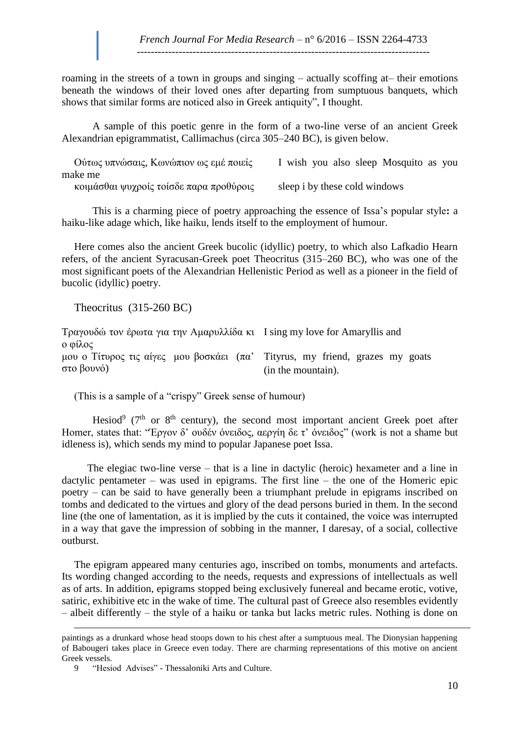roaming in the streets of a town in groups and singing – actually scoffing at– their emotions beneath the windows of their loved ones after departing from sumptuous banquets, which shows that similar forms are noticed also in Greek antiquity", I thought.

A sample of this poetic genre in the form of a two-line verse of an ancient Greek Alexandrian epigrammatist, Callimachus (circa 305–240 BC), is given below.

| | |
|---|---|
| Ούτως υπνώσαις, Κωνώπιον ως εμέ ποιείς | I wish you also sleep Mosquito as you make me |
| κοιμάσθαι ψυχροίς τοίσδε παρα προθύροις | sleep i by these cold windows |

This is a charming piece of poetry approaching the essence of Issa's popular style**:** a haiku-like adage which, like haiku, lends itself to the employment of humour.

Here comes also the ancient Greek bucolic (idyllic) poetry, to which also Lafkadio Hearn refers, of the ancient Syracusan-Greek poet Theocritus (315–260 BC), who was one of the most significant poets of the Alexandrian Hellenistic Period as well as a pioneer in the field of bucolic (idyllic) poetry.

Theocritus (315-260 BC)

| | |
|---|---|
| Τραγουδώ τον έρωτα για την Αμαρυλλίδα κι ο φίλος | I sing my love for Amaryllis and |
| μου ο Τίτυρος τις αίγες μου βοσκάει (πα' στο βουνό) | Tityrus, my friend, grazes my goats (in the mountain). |

(This is a sample of a "crispy" Greek sense of humour)

Hesiod[9] (7th or 8th century), the second most important ancient Greek poet after Homer, states that: "Έργον δ' ουδέν όνειδος, αεργίη δε τ' όνειδος" (work is not a shame but idleness is), which sends my mind to popular Japanese poet Issa.

The elegiac two-line verse – that is a line in dactylic (heroic) hexameter and a line in dactylic pentameter – was used in epigrams. The first line – the one of the Homeric epic poetry – can be said to have generally been a triumphant prelude in epigrams inscribed on tombs and dedicated to the virtues and glory of the dead persons buried in them. In the second line (the one of lamentation, as it is implied by the cuts it contained, the voice was interrupted in a way that gave the impression of sobbing in the manner, I daresay, of a social, collective outburst.

The epigram appeared many centuries ago, inscribed on tombs, monuments and artefacts. Its wording changed according to the needs, requests and expressions of intellectuals as well as of arts. In addition, epigrams stopped being exclusively funereal and became erotic, votive, satiric, exhibitive etc in the wake of time. The cultural past of Greece also resembles evidently – albeit differently – the style of a haiku or tanka but lacks metric rules. Nothing is done on

---

paintings as a drunkard whose head stoops down to his chest after a sumptuous meal. The Dionysian happening of Babougeri takes place in Greece even today. There are charming representations of this motive on ancient Greek vessels.

9 "Hesiod Advises" - Thessaloniki Arts and Culture.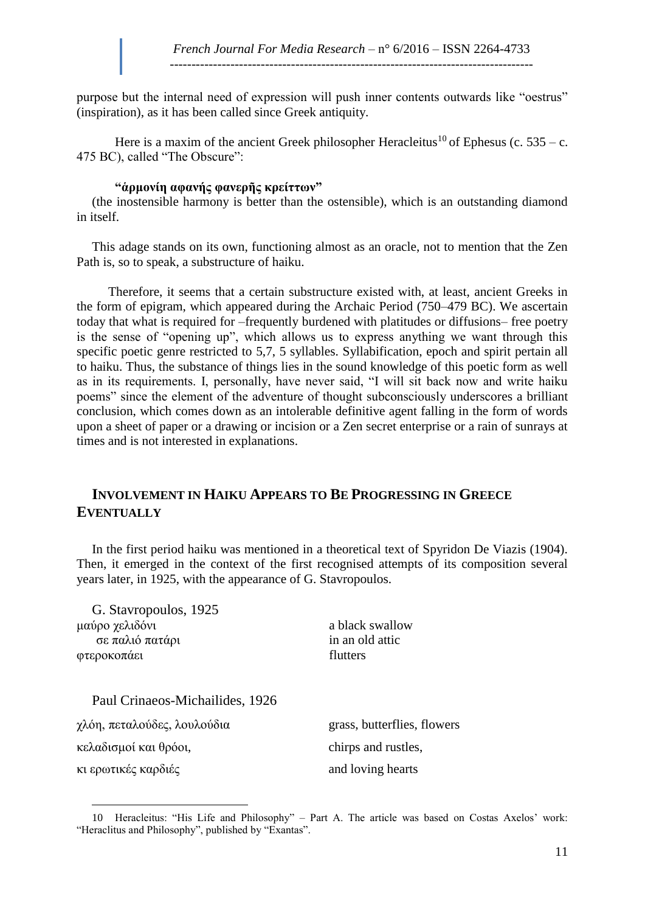purpose but the internal need of expression will push inner contents outwards like “oestrus” (inspiration), as it has been called since Greek antiquity.

Here is a maxim of the ancient Greek philosopher Heracleitus[10] of Ephesus (c. 535 – c. 475 BC), called “The Obscure”:

**“ἁρμονίη αφανής φανερῆς κρείττων”**
(the inostensible harmony is better than the ostensible), which is an outstanding diamond in itself.

This adage stands on its own, functioning almost as an oracle, not to mention that the Zen Path is, so to speak, a substructure of haiku.

Therefore, it seems that a certain substructure existed with, at least, ancient Greeks in the form of epigram, which appeared during the Archaic Period (750–479 BC). We ascertain today that what is required for –frequently burdened with platitudes or diffusions– free poetry is the sense of “opening up”, which allows us to express anything we want through this specific poetic genre restricted to 5,7, 5 syllables. Syllabification, epoch and spirit pertain all to haiku. Thus, the substance of things lies in the sound knowledge of this poetic form as well as in its requirements. I, personally, have never said, “I will sit back now and write haiku poems” since the element of the adventure of thought subconsciously underscores a brilliant conclusion, which comes down as an intolerable definitive agent falling in the form of words upon a sheet of paper or a drawing or incision or a Zen secret enterprise or a rain of sunrays at times and is not interested in explanations.

## Involvement in Haiku Appears to Be Progressing in Greece Eventually

In the first period haiku was mentioned in a theoretical text of Spyridon De Viazis (1904). Then, it emerged in the context of the first recognised attempts of its composition several years later, in 1925, with the appearance of G. Stavropoulos.

G. Stavropoulos, 1925

| | |
|---|---|
| μαύρο χελιδόνι | a black swallow |
| σε παλιό πατάρι | in an old attic |
| φτεροκοπάει | flutters |

Paul Crinaeos-Michailides, 1926

| | |
|---|---|
| χλόη, πεταλούδες, λουλούδια | grass, butterflies, flowers |
| κελαδισμοί και θρόοι, | chirps and rustles, |
| κι ερωτικές καρδιές | and loving hearts |

---

10 Heracleitus: “His Life and Philosophy” – Part A. The article was based on Costas Axelos’ work: “Heraclitus and Philosophy”, published by “Exantas”.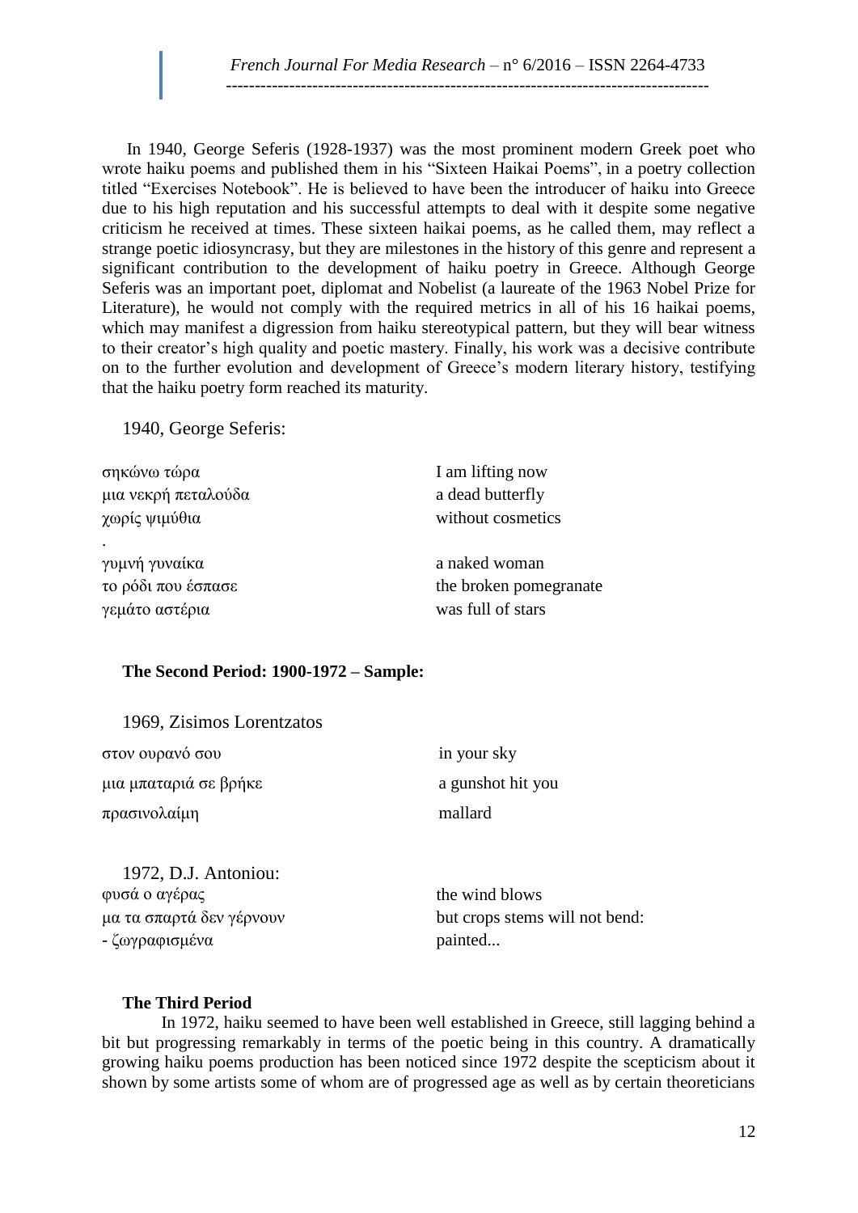In 1940, George Seferis (1928-1937) was the most prominent modern Greek poet who wrote haiku poems and published them in his "Sixteen Haikai Poems", in a poetry collection titled "Exercises Notebook". He is believed to have been the introducer of haiku into Greece due to his high reputation and his successful attempts to deal with it despite some negative criticism he received at times. These sixteen haikai poems, as he called them, may reflect a strange poetic idiosyncrasy, but they are milestones in the history of this genre and represent a significant contribution to the development of haiku poetry in Greece. Although George Seferis was an important poet, diplomat and Nobelist (a laureate of the 1963 Nobel Prize for Literature), he would not comply with the required metrics in all of his 16 haikai poems, which may manifest a digression from haiku stereotypical pattern, but they will bear witness to their creator's high quality and poetic mastery. Finally, his work was a decisive contribute on to the further evolution and development of Greece's modern literary history, testifying that the haiku poetry form reached its maturity.

1940, George Seferis:

| | |
|---|---|
| σηκώνω τώρα | I am lifting now |
| μια νεκρή πεταλούδα | a dead butterfly |
| χωρίς ψιμύθια | without cosmetics |
| . | |
| γυμνή γυναίκα | a naked woman |
| το ρόδι που έσπασε | the broken pomegranate |
| γεμάτο αστέρια | was full of stars |

**The Second Period: 1900-1972 – Sample:**

1969, Zisimos Lorentzatos

| | |
|---|---|
| στον ουρανό σου | in your sky |
| μια μπαταριά σε βρήκε | a gunshot hit you |
| πρασινολαίμη | mallard |

1972, D.J. Antoniou:

| | |
|---|---|
| φυσά ο αγέρας | the wind blows |
| μα τα σπαρτά δεν γέρνουν | but crops stems will not bend: |
| - ζωγραφισμένα | painted... |

**The Third Period**

In 1972, haiku seemed to have been well established in Greece, still lagging behind a bit but progressing remarkably in terms of the poetic being in this country. A dramatically growing haiku poems production has been noticed since 1972 despite the scepticism about it shown by some artists some of whom are of progressed age as well as by certain theoreticians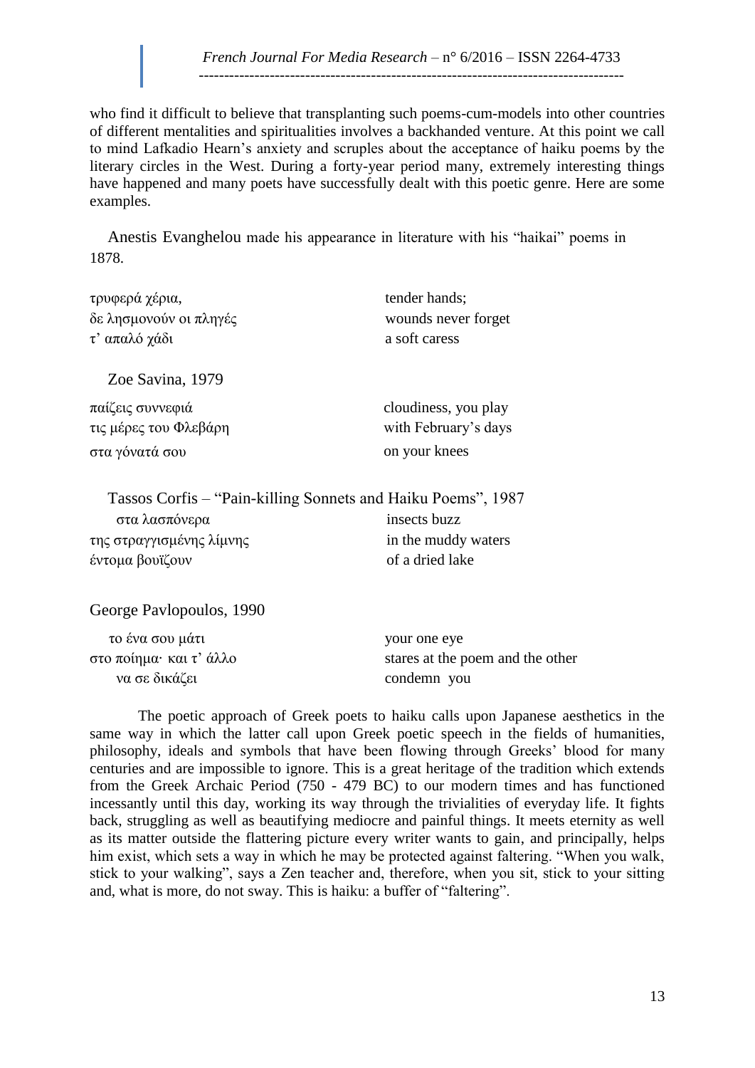who find it difficult to believe that transplanting such poems-cum-models into other countries of different mentalities and spiritualities involves a backhanded venture. At this point we call to mind Lafkadio Hearn's anxiety and scruples about the acceptance of haiku poems by the literary circles in the West. During a forty-year period many, extremely interesting things have happened and many poets have successfully dealt with this poetic genre. Here are some examples.

Anestis Evanghelou made his appearance in literature with his "haikai" poems in 1878.

| | |
|---|---|
| τρυφερά χέρια, | tender hands; |
| δε λησμονούν οι πληγές | wounds never forget |
| τ' απαλό χάδι | a soft caress |

Zoe Savina, 1979

| | |
|---|---|
| παίζεις συννεφιά | cloudiness, you play |
| τις μέρες του Φλεβάρη | with February's days |
| στα γόνατά σου | on your knees |

Tassos Corfis – "Pain-killing Sonnets and Haiku Poems", 1987

| | |
|---|---|
| στα λασπόνερα | insects buzz |
| της στραγγισμένης λίμνης | in the muddy waters |
| έντομα βουΐζουν | of a dried lake |

George Pavlopoulos, 1990

| | |
|---|---|
| το ένα σου μάτι | your one eye |
| στο ποίημα· και τ' άλλο | stares at the poem and the other |
| να σε δικάζει | condemn you |

The poetic approach of Greek poets to haiku calls upon Japanese aesthetics in the same way in which the latter call upon Greek poetic speech in the fields of humanities, philosophy, ideals and symbols that have been flowing through Greeks' blood for many centuries and are impossible to ignore. This is a great heritage of the tradition which extends from the Greek Archaic Period (750 - 479 BC) to our modern times and has functioned incessantly until this day, working its way through the trivialities of everyday life. It fights back, struggling as well as beautifying mediocre and painful things. It meets eternity as well as its matter outside the flattering picture every writer wants to gain, and principally, helps him exist, which sets a way in which he may be protected against faltering. "When you walk, stick to your walking", says a Zen teacher and, therefore, when you sit, stick to your sitting and, what is more, do not sway. This is haiku: a buffer of "faltering".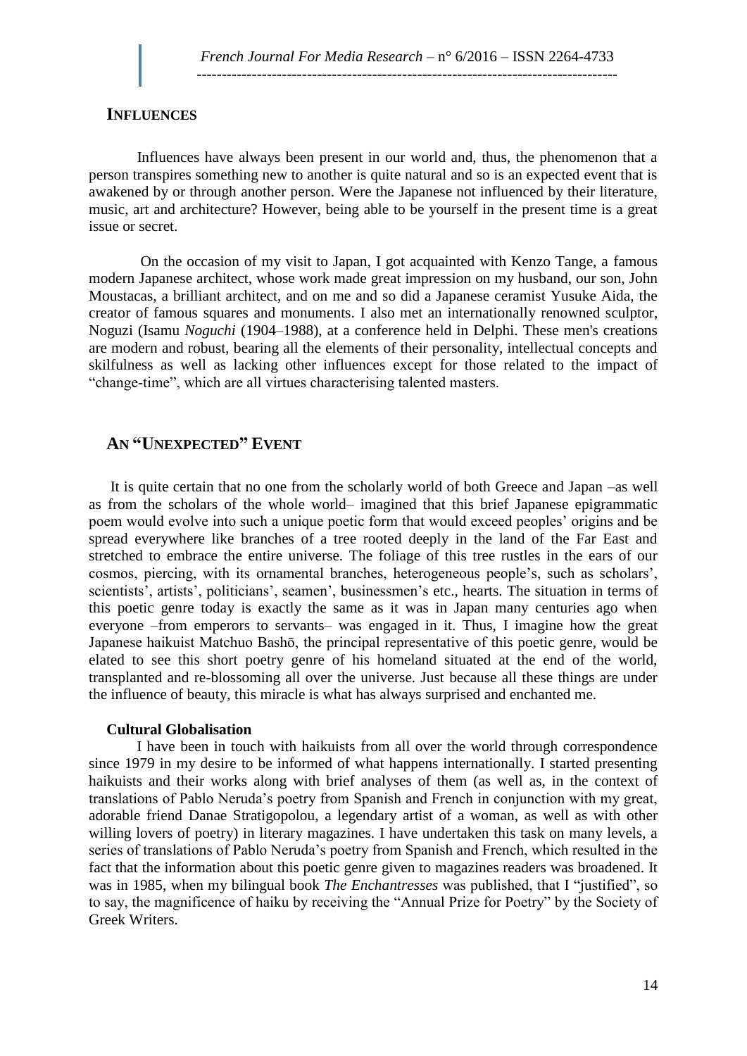## Influences

Influences have always been present in our world and, thus, the phenomenon that a person transpires something new to another is quite natural and so is an expected event that is awakened by or through another person. Were the Japanese not influenced by their literature, music, art and architecture? However, being able to be yourself in the present time is a great issue or secret.

On the occasion of my visit to Japan, I got acquainted with Kenzo Tange, a famous modern Japanese architect, whose work made great impression on my husband, our son, John Moustacas, a brilliant architect, and on me and so did a Japanese ceramist Yusuke Aida, the creator of famous squares and monuments. I also met an internationally renowned sculptor, Noguzi (Isamu *Noguchi* (1904–1988), at a conference held in Delphi. These men's creations are modern and robust, bearing all the elements of their personality, intellectual concepts and skilfulness as well as lacking other influences except for those related to the impact of "change-time", which are all virtues characterising talented masters.

## An "Unexpected" Event

It is quite certain that no one from the scholarly world of both Greece and Japan –as well as from the scholars of the whole world– imagined that this brief Japanese epigrammatic poem would evolve into such a unique poetic form that would exceed peoples' origins and be spread everywhere like branches of a tree rooted deeply in the land of the Far East and stretched to embrace the entire universe. The foliage of this tree rustles in the ears of our cosmos, piercing, with its ornamental branches, heterogeneous people's, such as scholars', scientists', artists', politicians', seamen', businessmen's etc., hearts. The situation in terms of this poetic genre today is exactly the same as it was in Japan many centuries ago when everyone –from emperors to servants– was engaged in it. Thus, I imagine how the great Japanese haikuist Matchuo Bashō, the principal representative of this poetic genre, would be elated to see this short poetry genre of his homeland situated at the end of the world, transplanted and re-blossoming all over the universe. Just because all these things are under the influence of beauty, this miracle is what has always surprised and enchanted me.

### Cultural Globalisation

I have been in touch with haikuists from all over the world through correspondence since 1979 in my desire to be informed of what happens internationally. I started presenting haikuists and their works along with brief analyses of them (as well as, in the context of translations of Pablo Neruda's poetry from Spanish and French in conjunction with my great, adorable friend Danae Stratigopolou, a legendary artist of a woman, as well as with other willing lovers of poetry) in literary magazines. I have undertaken this task on many levels, a series of translations of Pablo Neruda's poetry from Spanish and French, which resulted in the fact that the information about this poetic genre given to magazines readers was broadened. It was in 1985, when my bilingual book *The Enchantresses* was published, that I "justified", so to say, the magnificence of haiku by receiving the "Annual Prize for Poetry" by the Society of Greek Writers.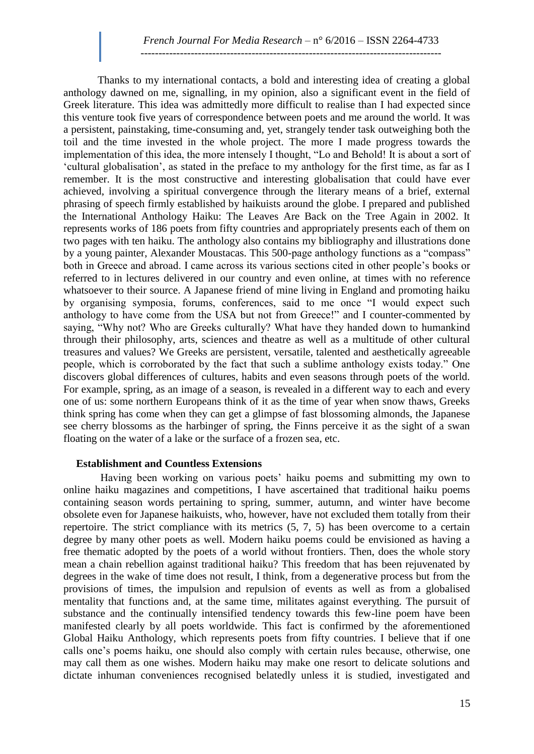Thanks to my international contacts, a bold and interesting idea of creating a global anthology dawned on me, signalling, in my opinion, also a significant event in the field of Greek literature. This idea was admittedly more difficult to realise than I had expected since this venture took five years of correspondence between poets and me around the world. It was a persistent, painstaking, time-consuming and, yet, strangely tender task outweighing both the toil and the time invested in the whole project. The more I made progress towards the implementation of this idea, the more intensely I thought, "Lo and Behold! It is about a sort of 'cultural globalisation', as stated in the preface to my anthology for the first time, as far as I remember. It is the most constructive and interesting globalisation that could have ever achieved, involving a spiritual convergence through the literary means of a brief, external phrasing of speech firmly established by haikuists around the globe. I prepared and published the International Anthology Haiku: The Leaves Are Back on the Tree Again in 2002. It represents works of 186 poets from fifty countries and appropriately presents each of them on two pages with ten haiku. The anthology also contains my bibliography and illustrations done by a young painter, Alexander Moustacas. This 500-page anthology functions as a "compass" both in Greece and abroad. I came across its various sections cited in other people's books or referred to in lectures delivered in our country and even online, at times with no reference whatsoever to their source. A Japanese friend of mine living in England and promoting haiku by organising symposia, forums, conferences, said to me once "I would expect such anthology to have come from the USA but not from Greece!" and I counter-commented by saying, "Why not? Who are Greeks culturally? What have they handed down to humankind through their philosophy, arts, sciences and theatre as well as a multitude of other cultural treasures and values? We Greeks are persistent, versatile, talented and aesthetically agreeable people, which is corroborated by the fact that such a sublime anthology exists today." One discovers global differences of cultures, habits and even seasons through poets of the world. For example, spring, as an image of a season, is revealed in a different way to each and every one of us: some northern Europeans think of it as the time of year when snow thaws, Greeks think spring has come when they can get a glimpse of fast blossoming almonds, the Japanese see cherry blossoms as the harbinger of spring, the Finns perceive it as the sight of a swan floating on the water of a lake or the surface of a frozen sea, etc.

### Establishment and Countless Extensions

Having been working on various poets' haiku poems and submitting my own to online haiku magazines and competitions, I have ascertained that traditional haiku poems containing season words pertaining to spring, summer, autumn, and winter have become obsolete even for Japanese haikuists, who, however, have not excluded them totally from their repertoire. The strict compliance with its metrics (5, 7, 5) has been overcome to a certain degree by many other poets as well. Modern haiku poems could be envisioned as having a free thematic adopted by the poets of a world without frontiers. Then, does the whole story mean a chain rebellion against traditional haiku? This freedom that has been rejuvenated by degrees in the wake of time does not result, I think, from a degenerative process but from the provisions of times, the impulsion and repulsion of events as well as from a globalised mentality that functions and, at the same time, militates against everything. The pursuit of substance and the continually intensified tendency towards this few-line poem have been manifested clearly by all poets worldwide. This fact is confirmed by the aforementioned Global Haiku Anthology, which represents poets from fifty countries. I believe that if one calls one's poems haiku, one should also comply with certain rules because, otherwise, one may call them as one wishes. Modern haiku may make one resort to delicate solutions and dictate inhuman conveniences recognised belatedly unless it is studied, investigated and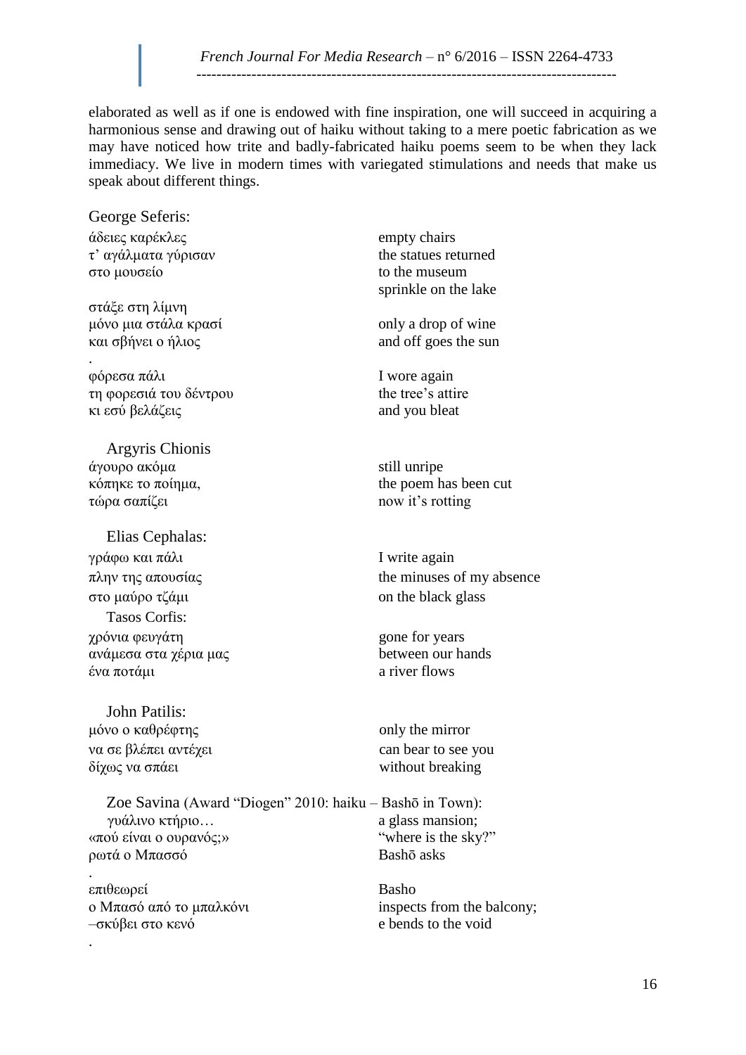elaborated as well as if one is endowed with fine inspiration, one will succeed in acquiring a harmonious sense and drawing out of haiku without taking to a mere poetic fabrication as we may have noticed how trite and badly-fabricated haiku poems seem to be when they lack immediacy. We live in modern times with variegated stimulations and needs that make us speak about different things.

George Seferis:

| | |
|---|---|
| άδειες καρέκλες<br>τ' αγάλματα γύρισαν<br>στο μουσείο | empty chairs<br>the statues returned<br>to the museum |
| στάξε στη λίμνη<br>μόνο μια στάλα κρασί<br>και σβήνει ο ήλιος | sprinkle on the lake<br>only a drop of wine<br>and off goes the sun |
| φόρεσα πάλι<br>τη φορεσιά του δέντρου<br>κι εσύ βελάζεις | I wore again<br>the tree's attire<br>and you bleat |

Argyris Chionis

| | |
|---|---|
| άγουρο ακόμα<br>κόπηκε το ποίημα,<br>τώρα σαπίζει | still unripe<br>the poem has been cut<br>now it's rotting |

Elias Cephalas:

| | |
|---|---|
| γράφω και πάλι<br>πλην της απουσίας<br>στο μαύρο τζάμι | I write again<br>the minuses of my absence<br>on the black glass |

Tasos Corfis:

| | |
|---|---|
| χρόνια φευγάτη<br>ανάμεσα στα χέρια μας<br>ένα ποτάμι | gone for years<br>between our hands<br>a river flows |

John Patilis:

| | |
|---|---|
| μόνο ο καθρέφτης<br>να σε βλέπει αντέχει<br>δίχως να σπάει | only the mirror<br>can bear to see you<br>without breaking |

Zoe Savina (Award "Diogen" 2010: haiku – Bashō in Town):

| | |
|---|---|
| γυάλινο κτήριο…<br>«πού είναι ο ουρανός;»<br>ρωτά ο Μπασσό | a glass mansion;<br>"where is the sky?"<br>Bashō asks |
| επιθεωρεί<br>ο Μπασό από το μπαλκόνι<br>–σκύβει στο κενό | Basho<br>inspects from the balcony;<br>e bends to the void |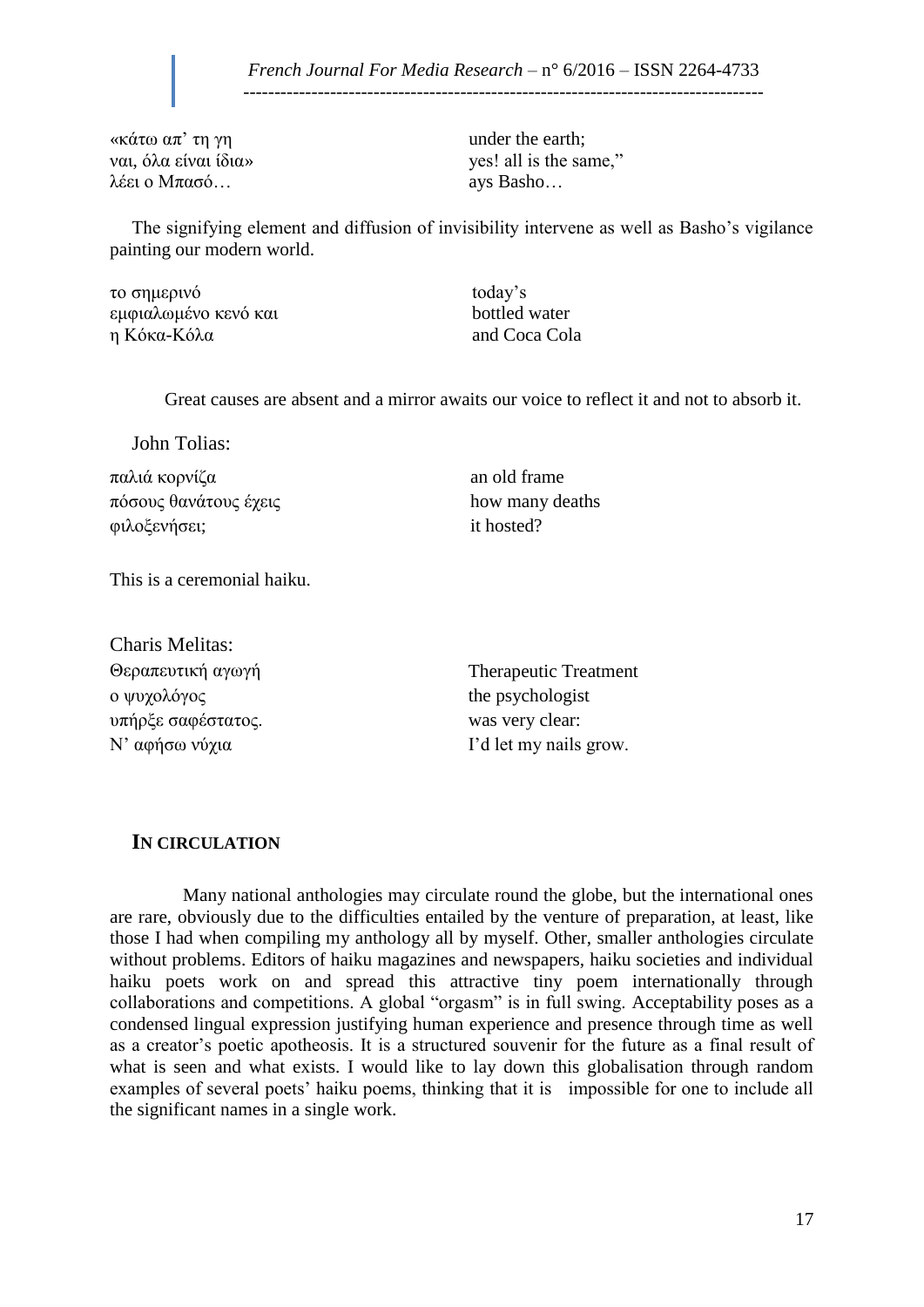| | |
|---|---|
| «κάτω απ' τη γη<br>ναι, όλα είναι ίδια»<br>λέει ο Μπασό… | under the earth;<br>yes! all is the same,"<br>ays Basho… |

The signifying element and diffusion of invisibility intervene as well as Basho's vigilance painting our modern world.

| | |
|---|---|
| το σημερινό<br>εμφιαλωμένο κενό και<br>η Κόκα-Κόλα | today's<br>bottled water<br>and Coca Cola |

Great causes are absent and a mirror awaits our voice to reflect it and not to absorb it.

John Tolias:

| | |
|---|---|
| παλιά κορνίζα<br>πόσους θανάτους έχεις<br>φιλοξενήσει; | an old frame<br>how many deaths<br>it hosted? |

This is a ceremonial haiku.

Charis Melitas:

| | |
|---|---|
| Θεραπευτική αγωγή<br>ο ψυχολόγος<br>υπήρξε σαφέστατος.<br>Ν' αφήσω νύχια | Therapeutic Treatment<br>the psychologist<br>was very clear:<br>I'd let my nails grow. |

## IN CIRCULATION

Many national anthologies may circulate round the globe, but the international ones are rare, obviously due to the difficulties entailed by the venture of preparation, at least, like those I had when compiling my anthology all by myself. Other, smaller anthologies circulate without problems. Editors of haiku magazines and newspapers, haiku societies and individual haiku poets work on and spread this attractive tiny poem internationally through collaborations and competitions. A global "orgasm" is in full swing. Acceptability poses as a condensed lingual expression justifying human experience and presence through time as well as a creator's poetic apotheosis. It is a structured souvenir for the future as a final result of what is seen and what exists. I would like to lay down this globalisation through random examples of several poets' haiku poems, thinking that it is impossible for one to include all the significant names in a single work.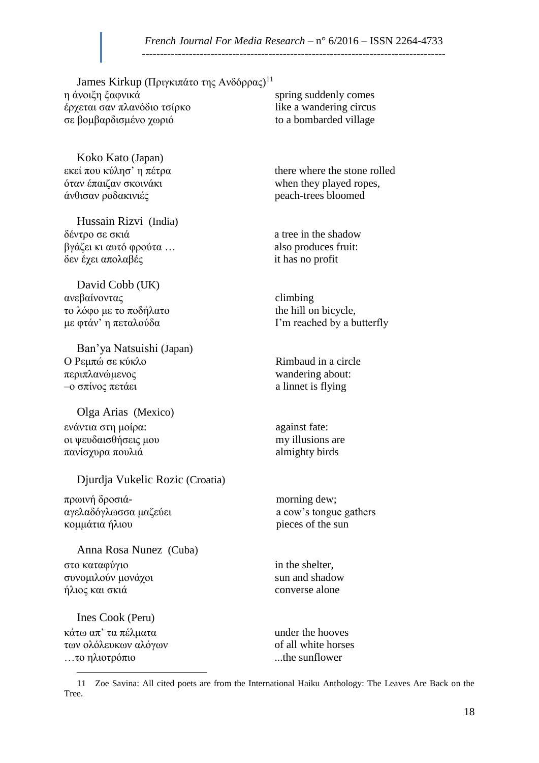James Kirkup (Πριγκιπάτο της Ανδόρρας)[11]

| | |
|---|---|
| η άνοιξη ξαφνικά | spring suddenly comes |
| έρχεται σαν πλανόδιο τσίρκο | like a wandering circus |
| σε βομβαρδισμένο χωριό | to a bombarded village |

Koko Kato (Japan)

| | |
|---|---|
| εκεί που κύλησ' η πέτρα | there where the stone rolled |
| όταν έπαιζαν σκοινάκι | when they played ropes, |
| άνθισαν ροδακινιές | peach-trees bloomed |

Hussain Rizvi (India)

| | |
|---|---|
| δέντρο σε σκιά | a tree in the shadow |
| βγάζει κι αυτό φρούτα … | also produces fruit: |
| δεν έχει απολαβές | it has no profit |

David Cobb (UK)

| | |
|---|---|
| ανεβαίνοντας | climbing |
| το λόφο με το ποδήλατο | the hill on bicycle, |
| με φτάν' η πεταλούδα | I'm reached by a butterfly |

Ban'ya Natsuishi (Japan)

| | |
|---|---|
| Ο Ρεμπώ σε κύκλο | Rimbaud in a circle |
| περιπλανώμενος | wandering about: |
| –ο σπίνος πετάει | a linnet is flying |

Olga Arias (Mexico)

| | |
|---|---|
| ενάντια στη μοίρα: | against fate: |
| οι ψευδαισθήσεις μου | my illusions are |
| πανίσχυρα πουλιά | almighty birds |

Djurdja Vukelic Rozic (Croatia)

| | |
|---|---|
| πρωινή δροσιά- | morning dew; |
| αγελαδόγλωσσα μαζεύει | a cow's tongue gathers |
| κομμάτια ήλιου | pieces of the sun |

Anna Rosa Nunez (Cuba)

| | |
|---|---|
| στο καταφύγιο | in the shelter, |
| συνομιλούν μονάχοι | sun and shadow |
| ήλιος και σκιά | converse alone |

Ines Cook (Peru)

| | |
|---|---|
| κάτω απ' τα πέλματα | under the hooves |
| των ολόλευκων αλόγων | of all white horses |
| …το ηλιοτρόπιο | ...the sunflower |

---

11 Zoe Savina: All cited poets are from the International Haiku Anthology: The Leaves Are Back on the Tree.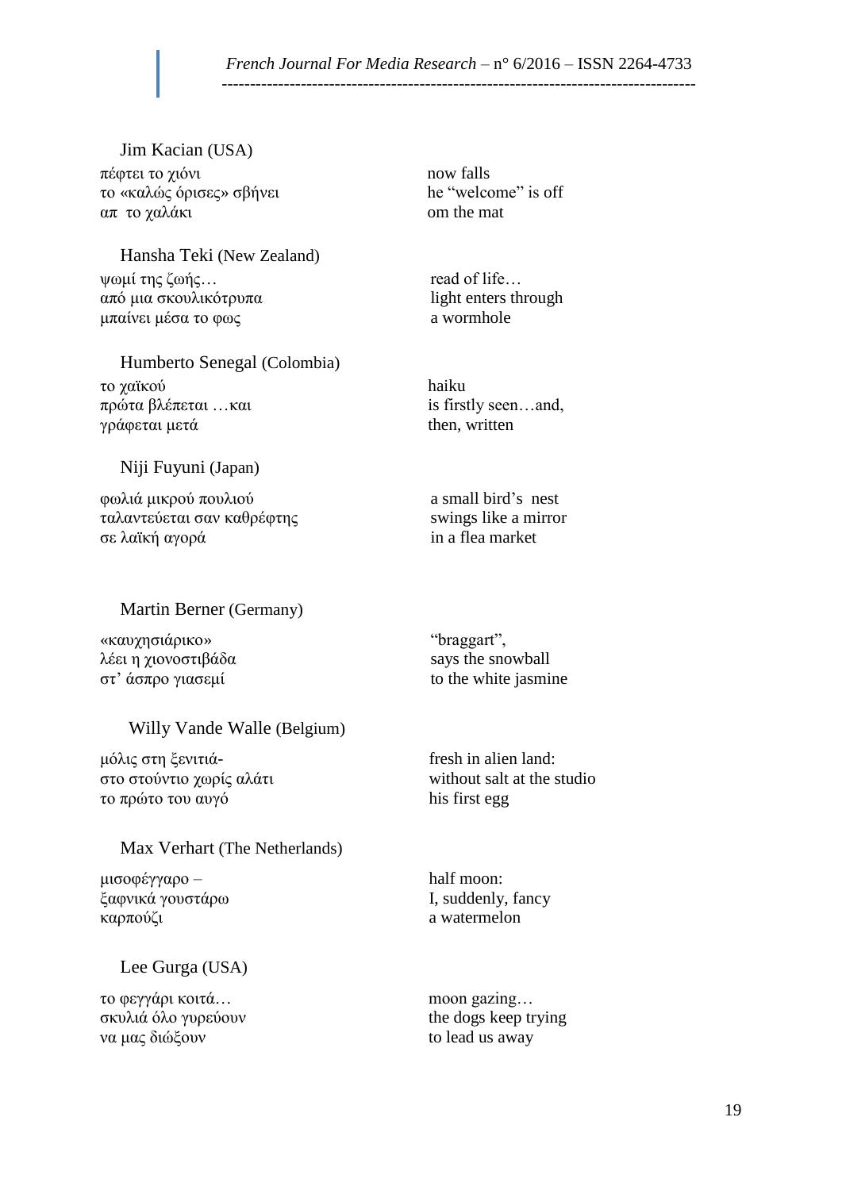Jim Kacian (USA)

| | |
|---|---|
| πέφτει το χιόνι | now falls |
| το «καλώς όρισες» σβήνει | he “welcome” is off |
| απ  το χαλάκι | om the mat |

Hansha Teki (New Zealand)

| | |
|---|---|
| ψωμί της ζωής… | read of life… |
| από μια σκουλικότρυπα | light enters through |
| μπαίνει μέσα το φως | a wormhole |

Humberto Senegal (Colombia)

| | |
|---|---|
| το χαϊκού | haiku |
| πρώτα βλέπεται …και | is firstly seen…and, |
| γράφεται μετά | then, written |

Niji Fuyuni (Japan)

| | |
|---|---|
| φωλιά μικρού πουλιού | a small bird’s  nest |
| ταλαντεύεται σαν καθρέφτης | swings like a mirror |
| σε λαϊκή αγορά | in a flea market |

Martin Berner (Germany)

| | |
|---|---|
| «καυχησιάρικο» | “braggart”, |
| λέει η χιονοστιβάδα | says the snowball |
| στ’ άσπρο γιασεμί | to the white jasmine |

Willy Vande Walle (Belgium)

| | |
|---|---|
| μόλις στη ξενιτιά- | fresh in alien land: |
| στο στούντιο χωρίς αλάτι | without salt at the studio |
| το πρώτο του αυγό | his first egg |

Max Verhart (The Netherlands)

| | |
|---|---|
| μισοφέγγαρο – | half moon: |
| ξαφνικά γουστάρω | I, suddenly, fancy |
| καρπούζι | a watermelon |

Lee Gurga (USA)

| | |
|---|---|
| το φεγγάρι κοιτά… | moon gazing… |
| σκυλιά όλο γυρεύουν | the dogs keep trying |
| να μας διώξουν | to lead us away |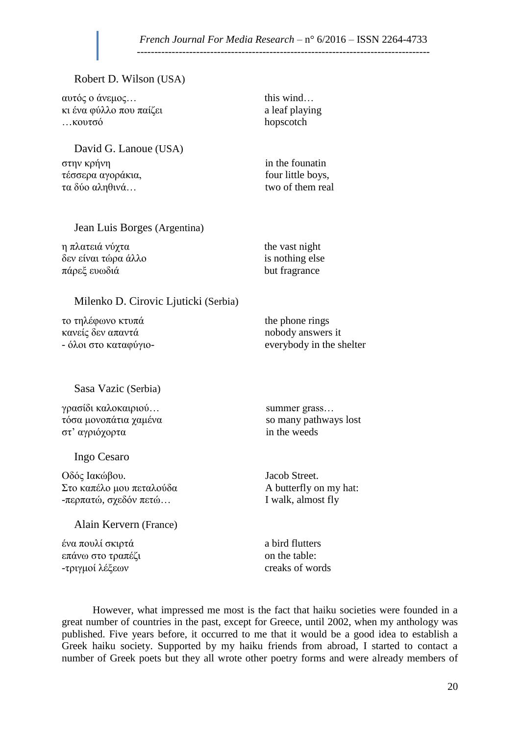Robert D. Wilson (USA)

| | |
|---|---|
| αυτός ο άνεμος…<br>κι ένα φύλλο που παίζει<br>…κουτσό | this wind…<br>a leaf playing<br>hopscotch |

David G. Lanoue (USA)

| | |
|---|---|
| στην κρήνη<br>τέσσερα αγοράκια,<br>τα δύο αληθινά… | in the founatin<br>four little boys,<br>two of them real |

Jean Luis Borges (Argentina)

| | |
|---|---|
| η πλατειά νύχτα<br>δεν είναι τώρα άλλο<br>πάρεξ ευωδιά | the vast night<br>is nothing else<br>but fragrance |

Milenko D. Cirovic Ljuticki (Serbia)

| | |
|---|---|
| το τηλέφωνο κτυπά<br>κανείς δεν απαντά<br>- όλοι στο καταφύγιο- | the phone rings<br>nobody answers it<br>everybody in the shelter |

Sasa Vazic (Serbia)

| | |
|---|---|
| γρασίδι καλοκαιριού…<br>τόσα μονοπάτια χαμένα<br>στ' αγριόχορτα | summer grass…<br>so many pathways lost<br>in the weeds |

Ingo Cesaro

| | |
|---|---|
| Οδός Ιακώβου.<br>Στο καπέλο μου πεταλούδα<br>-περπατώ, σχεδόν πετώ… | Jacob Street.<br>A butterfly on my hat:<br>I walk, almost fly |

Alain Kervern (France)

| | |
|---|---|
| ένα πουλί σκιρτά<br>επάνω στο τραπέζι<br>-τριγμοί λέξεων | a bird flutters<br>on the table:<br>creaks of words |

However, what impressed me most is the fact that haiku societies were founded in a great number of countries in the past, except for Greece, until 2002, when my anthology was published. Five years before, it occurred to me that it would be a good idea to establish a Greek haiku society. Supported by my haiku friends from abroad, I started to contact a number of Greek poets but they all wrote other poetry forms and were already members of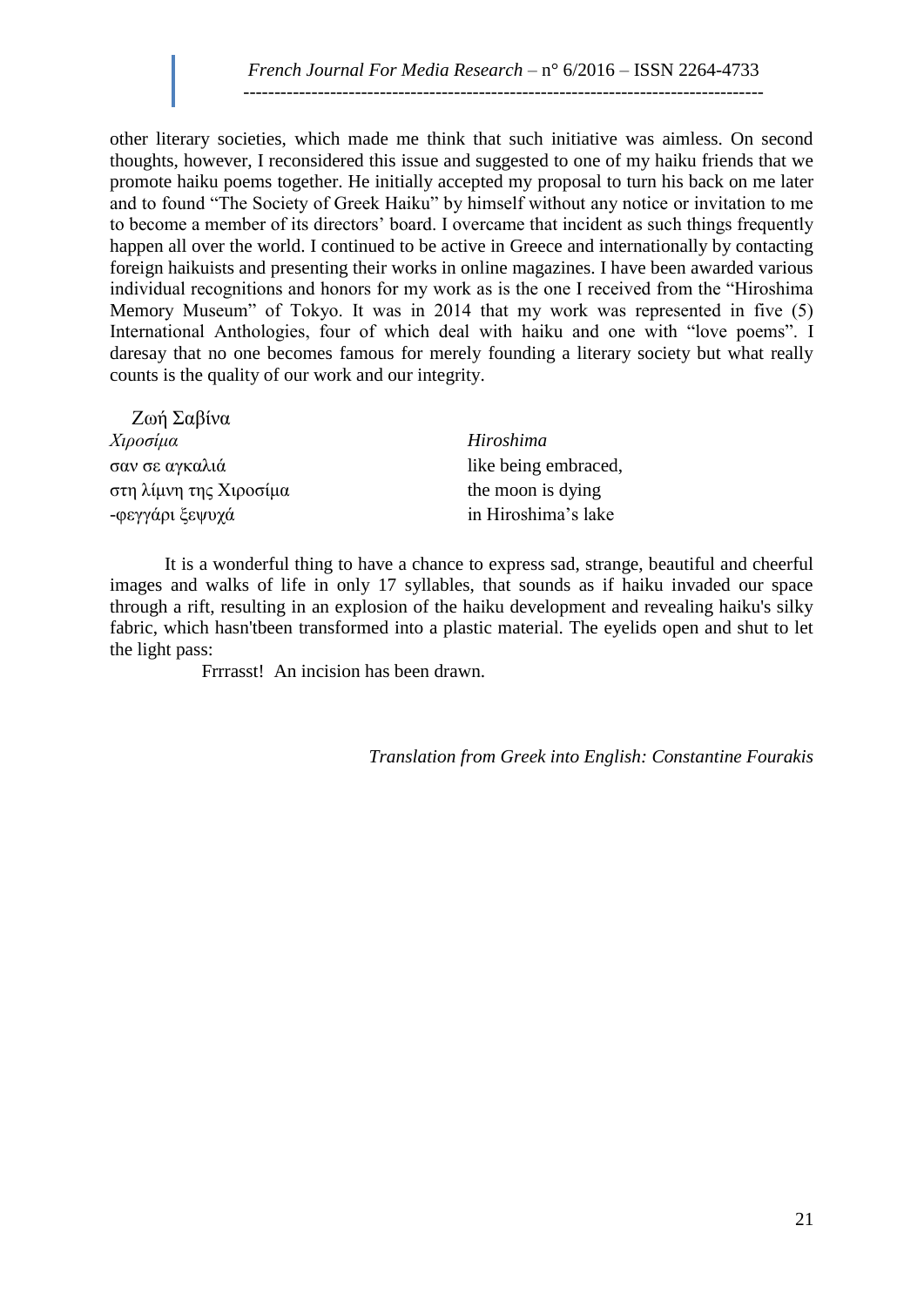other literary societies, which made me think that such initiative was aimless. On second thoughts, however, I reconsidered this issue and suggested to one of my haiku friends that we promote haiku poems together. He initially accepted my proposal to turn his back on me later and to found "The Society of Greek Haiku" by himself without any notice or invitation to me to become a member of its directors' board. I overcame that incident as such things frequently happen all over the world. I continued to be active in Greece and internationally by contacting foreign haikuists and presenting their works in online magazines. I have been awarded various individual recognitions and honors for my work as is the one I received from the "Hiroshima Memory Museum" of Tokyo. It was in 2014 that my work was represented in five (5) International Anthologies, four of which deal with haiku and one with "love poems". I daresay that no one becomes famous for merely founding a literary society but what really counts is the quality of our work and our integrity.

Ζωή Σαβίνα

| | |
|---|---|
| *Χιροσίμα* | *Hiroshima* |
| σαν σε αγκαλιά | like being embraced, |
| στη λίμνη της Χιροσίμα | the moon is dying |
| -φεγγάρι ξεψυχά | in Hiroshima's lake |

It is a wonderful thing to have a chance to express sad, strange, beautiful and cheerful images and walks of life in only 17 syllables, that sounds as if haiku invaded our space through a rift, resulting in an explosion of the haiku development and revealing haiku's silky fabric, which hasn'tbeen transformed into a plastic material. The eyelids open and shut to let the light pass:

Frrrasst! An incision has been drawn.

*Translation from Greek into English: Constantine Fourakis*